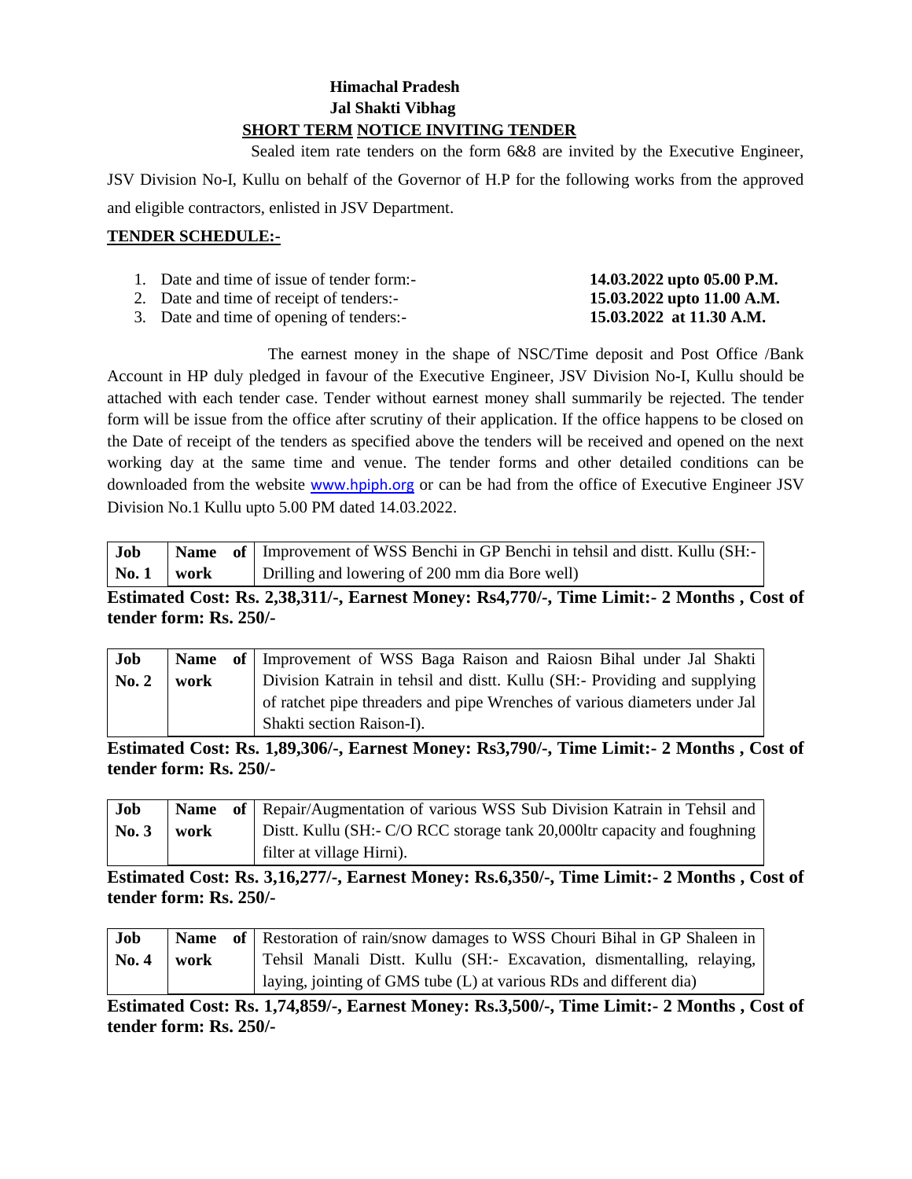**Himachal Pradesh**

**Jal Shakti Vibhag**

**SHORT TERM NOTICE INVITING TENDER**

Sealed item rate tenders on the form 6&8 are invited by the Executive Engineer, JSV Division No-I, Kullu on behalf of the Governor of H.P for the following works from the approved and eligible contractors, enlisted in JSV Department.

**TENDER SCHEDULE:-**

1. Date and time of issue of tender form:- **14.03.2022 upto 05.00 P.M.**
2. Date and time of receipt of tenders:- **15.03.2022 upto 11.00 A.M.**
3. Date and time of opening of tenders:- **15.03.2022 at 11.30 A.M.**

The earnest money in the shape of NSC/Time deposit and Post Office /Bank Account in HP duly pledged in favour of the Executive Engineer, JSV Division No-I, Kullu should be attached with each tender case. Tender without earnest money shall summarily be rejected. The tender form will be issue from the office after scrutiny of their application. If the office happens to be closed on the Date of receipt of the tenders as specified above the tenders will be received and opened on the next working day at the same time and venue. The tender forms and other detailed conditions can be downloaded from the website www.hpiph.org or can be had from the office of Executive Engineer JSV Division No.1 Kullu upto 5.00 PM dated 14.03.2022.

| **Job No. 1** | **Name of work** | Improvement of WSS Benchi in GP Benchi in tehsil and distt. Kullu (SH:- Drilling and lowering of 200 mm dia Bore well) |
|---|---|---|

**Estimated Cost: Rs. 2,38,311/-, Earnest Money: Rs4,770/-, Time Limit:- 2 Months , Cost of tender form: Rs. 250/-**

| **Job No. 2** | **Name of work** | Improvement of WSS Baga Raison and Raiosn Bihal under Jal Shakti Division Katrain in tehsil and distt. Kullu (SH:- Providing and supplying of ratchet pipe threaders and pipe Wrenches of various diameters under Jal Shakti section Raison-I). |
|---|---|---|

**Estimated Cost: Rs. 1,89,306/-, Earnest Money: Rs3,790/-, Time Limit:- 2 Months , Cost of tender form: Rs. 250/-**

| **Job No. 3** | **Name of work** | Repair/Augmentation of various WSS Sub Division Katrain in Tehsil and Distt. Kullu (SH:- C/O RCC storage tank 20,000ltr capacity and foughning filter at village Hirni). |
|---|---|---|

**Estimated Cost: Rs. 3,16,277/-, Earnest Money: Rs.6,350/-, Time Limit:- 2 Months , Cost of tender form: Rs. 250/-**

| **Job No. 4** | **Name of work** | Restoration of rain/snow damages to WSS Chouri Bihal in GP Shaleen in Tehsil Manali Distt. Kullu (SH:- Excavation, dismentalling, relaying, laying, jointing of GMS tube (L) at various RDs and different dia) |
|---|---|---|

**Estimated Cost: Rs. 1,74,859/-, Earnest Money: Rs.3,500/-, Time Limit:- 2 Months , Cost of tender form: Rs. 250/-**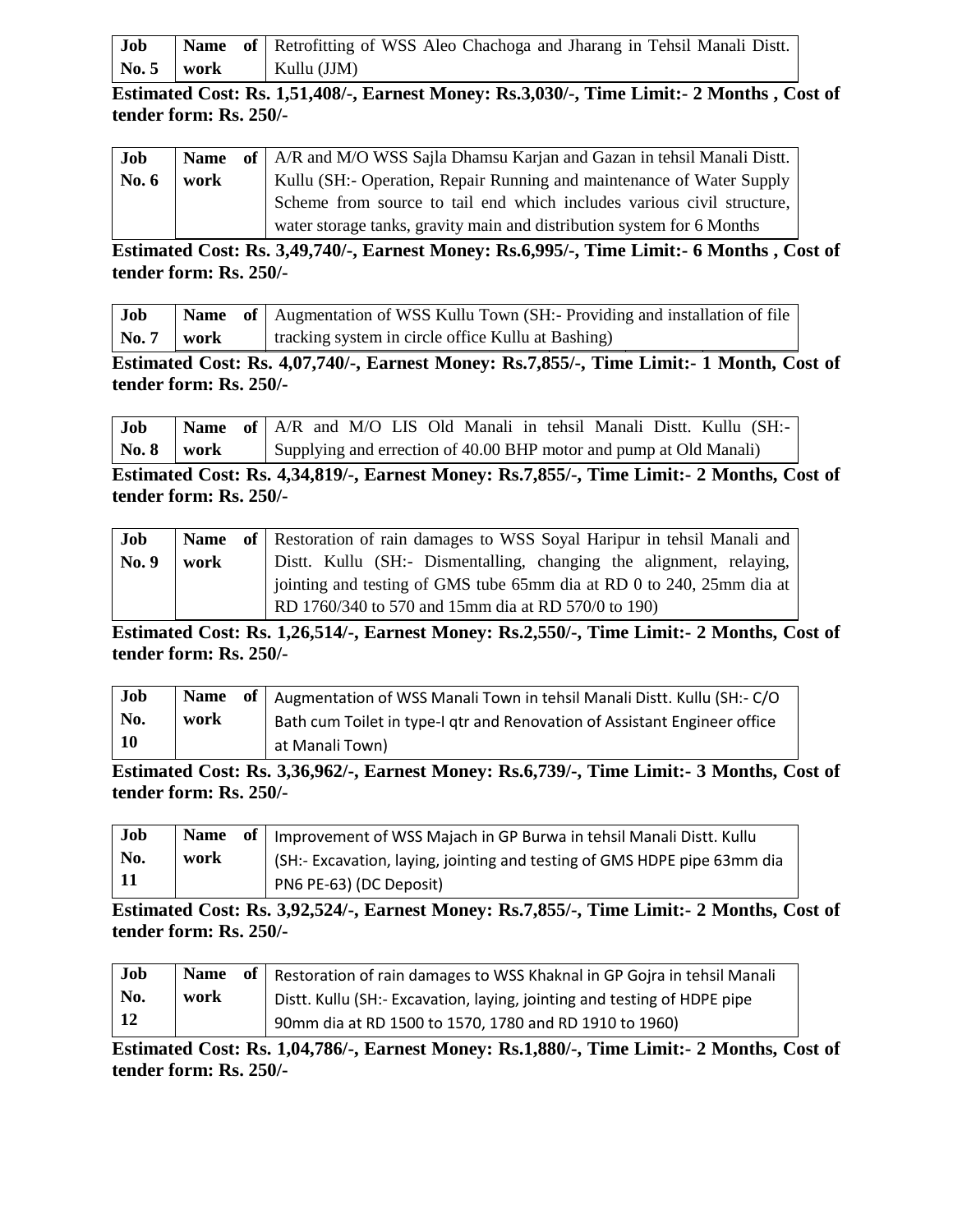| Job No. 5 | Name of work | Retrofitting of WSS Aleo Chachoga and Jharang in Tehsil Manali Distt. Kullu (JJM) |
|---|---|---|

**Estimated Cost: Rs. 1,51,408/-, Earnest Money: Rs.3,030/-, Time Limit:- 2 Months , Cost of tender form: Rs. 250/-**

| Job No. 6 | Name of work | A/R and M/O WSS Sajla Dhamsu Karjan and Gazan in tehsil Manali Distt. Kullu (SH:- Operation, Repair Running and maintenance of Water Supply Scheme from source to tail end which includes various civil structure, water storage tanks, gravity main and distribution system for 6 Months |
|---|---|---|

**Estimated Cost: Rs. 3,49,740/-, Earnest Money: Rs.6,995/-, Time Limit:- 6 Months , Cost of tender form: Rs. 250/-**

| Job No. 7 | Name of work | Augmentation of WSS Kullu Town (SH:- Providing and installation of file tracking system in circle office Kullu at Bashing) |
|---|---|---|

**Estimated Cost: Rs. 4,07,740/-, Earnest Money: Rs.7,855/-, Time Limit:- 1 Month, Cost of tender form: Rs. 250/-**

| Job No. 8 | Name of work | A/R and M/O LIS Old Manali in tehsil Manali Distt. Kullu (SH:- Supplying and errection of 40.00 BHP motor and pump at Old Manali) |
|---|---|---|

**Estimated Cost: Rs. 4,34,819/-, Earnest Money: Rs.7,855/-, Time Limit:- 2 Months, Cost of tender form: Rs. 250/-**

| Job No. 9 | Name of work | Restoration of rain damages to WSS Soyal Haripur in tehsil Manali and Distt. Kullu (SH:- Dismentalling, changing the alignment, relaying, jointing and testing of GMS tube 65mm dia at RD 0 to 240, 25mm dia at RD 1760/340 to 570 and 15mm dia at RD 570/0 to 190) |
|---|---|---|

**Estimated Cost: Rs. 1,26,514/-, Earnest Money: Rs.2,550/-, Time Limit:- 2 Months, Cost of tender form: Rs. 250/-**

| Job No. 10 | Name of work | Augmentation of WSS Manali Town in tehsil Manali Distt. Kullu (SH:- C/O Bath cum Toilet in type-I qtr and Renovation of Assistant Engineer office at Manali Town) |
|---|---|---|

**Estimated Cost: Rs. 3,36,962/-, Earnest Money: Rs.6,739/-, Time Limit:- 3 Months, Cost of tender form: Rs. 250/-**

| Job No. 11 | Name of work | Improvement of WSS Majach in GP Burwa in tehsil Manali Distt. Kullu (SH:- Excavation, laying, jointing and testing of GMS HDPE pipe 63mm dia PN6 PE-63) (DC Deposit) |
|---|---|---|

**Estimated Cost: Rs. 3,92,524/-, Earnest Money: Rs.7,855/-, Time Limit:- 2 Months, Cost of tender form: Rs. 250/-**

| Job No. 12 | Name of work | Restoration of rain damages to WSS Khaknal in GP Gojra in tehsil Manali Distt. Kullu (SH:- Excavation, laying, jointing and testing of HDPE pipe 90mm dia at RD 1500 to 1570, 1780 and RD 1910 to 1960) |
|---|---|---|

**Estimated Cost: Rs. 1,04,786/-, Earnest Money: Rs.1,880/-, Time Limit:- 2 Months, Cost of tender form: Rs. 250/-**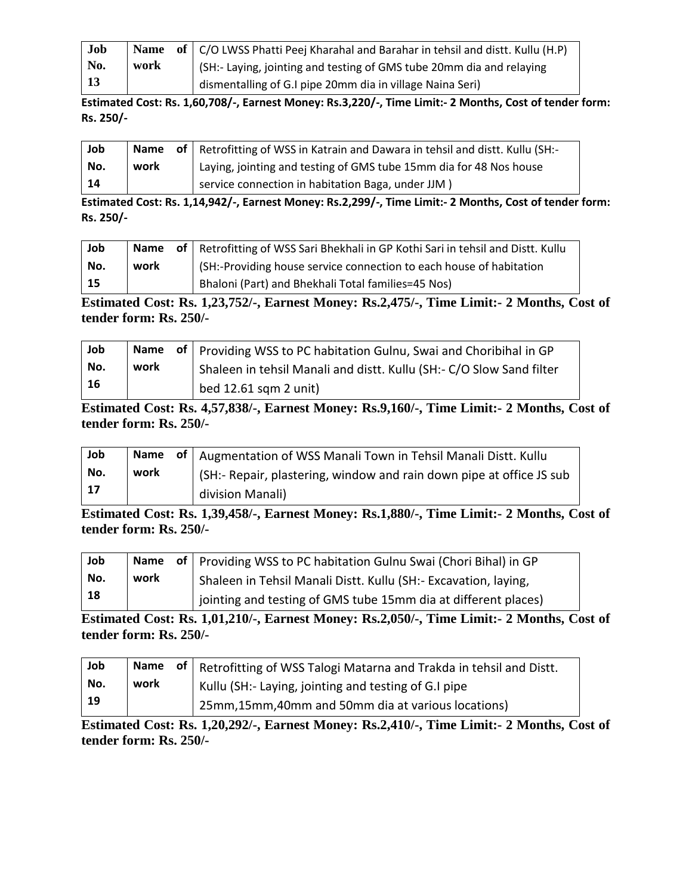| Job No. 13 | Name of work | C/O LWSS Phatti Peej Kharahal and Barahar in tehsil and distt. Kullu (H.P) (SH:- Laying, jointing and testing of GMS tube 20mm dia and relaying dismentalling of G.I pipe 20mm dia in village Naina Seri) |
|---|---|---|

**Estimated Cost: Rs. 1,60,708/-, Earnest Money: Rs.3,220/-, Time Limit:- 2 Months, Cost of tender form: Rs. 250/-**

| Job No. 14 | Name of work | Retrofitting of WSS in Katrain and Dawara in tehsil and distt. Kullu (SH:- Laying, jointing and testing of GMS tube 15mm dia for 48 Nos house service connection in habitation Baga, under JJM ) |
|---|---|---|

**Estimated Cost: Rs. 1,14,942/-, Earnest Money: Rs.2,299/-, Time Limit:- 2 Months, Cost of tender form: Rs. 250/-**

| Job No. 15 | Name of work | Retrofitting of WSS Sari Bhekhali in GP Kothi Sari in tehsil and Distt. Kullu (SH:-Providing house service connection to each house of habitation Bhaloni (Part) and Bhekhali Total families=45 Nos) |
|---|---|---|

**Estimated Cost: Rs. 1,23,752/-, Earnest Money: Rs.2,475/-, Time Limit:- 2 Months, Cost of tender form: Rs. 250/-**

| Job No. 16 | Name of work | Providing WSS to PC habitation Gulnu, Swai and Choribihal in GP Shaleen in tehsil Manali and distt. Kullu (SH:- C/O Slow Sand filter bed 12.61 sqm 2 unit) |
|---|---|---|

**Estimated Cost: Rs. 4,57,838/-, Earnest Money: Rs.9,160/-, Time Limit:- 2 Months, Cost of tender form: Rs. 250/-**

| Job No. 17 | Name of work | Augmentation of WSS Manali Town in Tehsil Manali Distt. Kullu (SH:- Repair, plastering, window and rain down pipe at office JS sub division Manali) |
|---|---|---|

**Estimated Cost: Rs. 1,39,458/-, Earnest Money: Rs.1,880/-, Time Limit:- 2 Months, Cost of tender form: Rs. 250/-**

| Job No. 18 | Name of work | Providing WSS to PC habitation Gulnu Swai (Chori Bihal) in GP Shaleen in Tehsil Manali Distt. Kullu (SH:- Excavation, laying, jointing and testing of GMS tube 15mm dia at different places) |
|---|---|---|

**Estimated Cost: Rs. 1,01,210/-, Earnest Money: Rs.2,050/-, Time Limit:- 2 Months, Cost of tender form: Rs. 250/-**

| Job No. 19 | Name of work | Retrofitting of WSS Talogi Matarna and Trakda in tehsil and Distt. Kullu (SH:- Laying, jointing and testing of G.I pipe 25mm,15mm,40mm and 50mm dia at various locations) |
|---|---|---|

**Estimated Cost: Rs. 1,20,292/-, Earnest Money: Rs.2,410/-, Time Limit:- 2 Months, Cost of tender form: Rs. 250/-**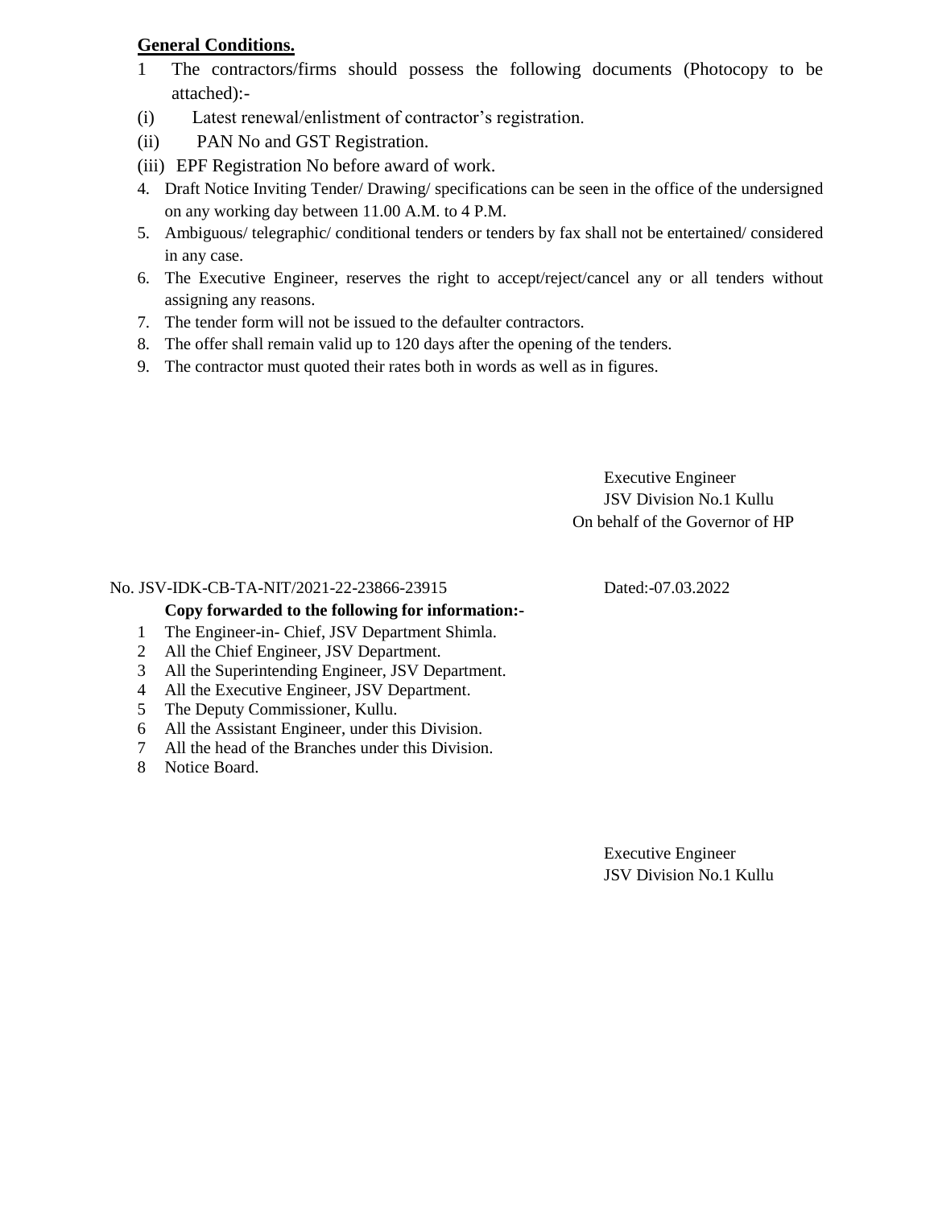**General Conditions.**

1 The contractors/firms should possess the following documents (Photocopy to be attached):-

(i) Latest renewal/enlistment of contractor's registration.

(ii) PAN No and GST Registration.

(iii) EPF Registration No before award of work.

4. Draft Notice Inviting Tender/ Drawing/ specifications can be seen in the office of the undersigned on any working day between 11.00 A.M. to 4 P.M.
5. Ambiguous/ telegraphic/ conditional tenders or tenders by fax shall not be entertained/ considered in any case.
6. The Executive Engineer, reserves the right to accept/reject/cancel any or all tenders without assigning any reasons.
7. The tender form will not be issued to the defaulter contractors.
8. The offer shall remain valid up to 120 days after the opening of the tenders.
9. The contractor must quoted their rates both in words as well as in figures.

Executive Engineer
JSV Division No.1 Kullu
On behalf of the Governor of HP

No. JSV-IDK-CB-TA-NIT/2021-22-23866-23915 Dated:-07.03.2022

**Copy forwarded to the following for information:-**

1 The Engineer-in- Chief, JSV Department Shimla.
2 All the Chief Engineer, JSV Department.
3 All the Superintending Engineer, JSV Department.
4 All the Executive Engineer, JSV Department.
5 The Deputy Commissioner, Kullu.
6 All the Assistant Engineer, under this Division.
7 All the head of the Branches under this Division.
8 Notice Board.

Executive Engineer
JSV Division No.1 Kullu